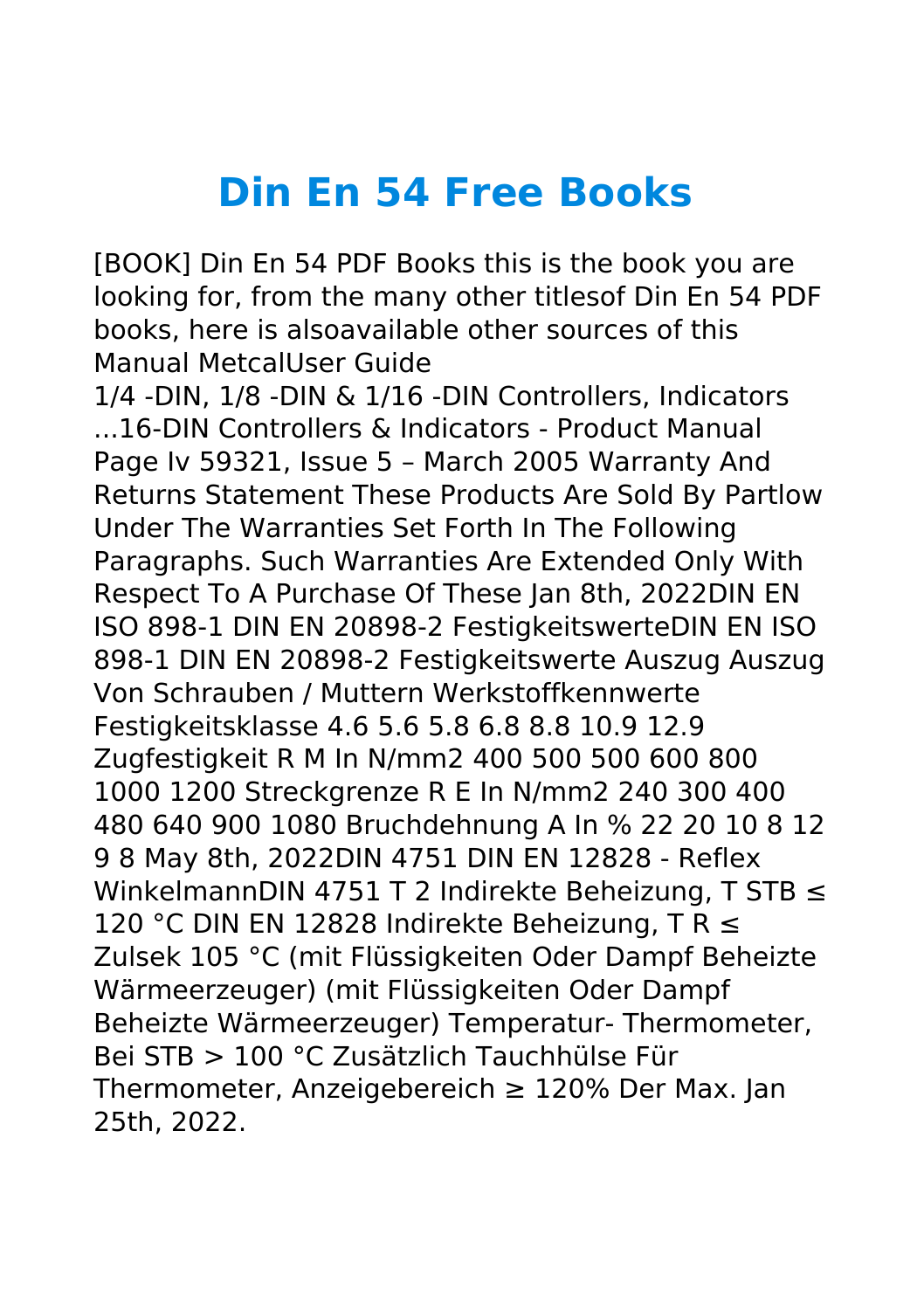# Din En 54 Free Books

[BOOK] Din En 54 PDF Books this is the book you are looking for, from the many other titlesof Din En 54 PDF books, here is alsoavailable other sources of this Manual MetcalUser Guide

1/4 -DIN, 1/8 -DIN & 1/16 -DIN Controllers, Indicators ...16-DIN Controllers & Indicators - Product Manual Page Iv 59321, Issue 5 – March 2005 Warranty And Returns Statement These Products Are Sold By Partlow Under The Warranties Set Forth In The Following Paragraphs. Such Warranties Are Extended Only With Respect To A Purchase Of These Jan 8th, 2022DIN EN ISO 898-1 DIN EN 20898-2 FestigkeitswerteDIN EN ISO 898-1 DIN EN 20898-2 Festigkeitswerte Auszug Auszug Von Schrauben / Muttern Werkstoffkennwerte Festigkeitsklasse 4.6 5.6 5.8 6.8 8.8 10.9 12.9 Zugfestigkeit R M In N/mm2 400 500 500 600 800 1000 1200 Streckgrenze R E In N/mm2 240 300 400 480 640 900 1080 Bruchdehnung A In % 22 20 10 8 12 9 8 May 8th, 2022DIN 4751 DIN EN 12828 - Reflex WinkelmannDIN 4751 T 2 Indirekte Beheizung, T STB ≤ 120 °C DIN EN 12828 Indirekte Beheizung, T R ≤ Zulsek 105 °C (mit Flüssigkeiten Oder Dampf Beheizte Wärmeerzeuger) (mit Flüssigkeiten Oder Dampf Beheizte Wärmeerzeuger) Temperatur- Thermometer, Bei STB > 100 °C Zusätzlich Tauchhülse Für Thermometer, Anzeigebereich ≥ 120% Der Max. Jan 25th, 2022.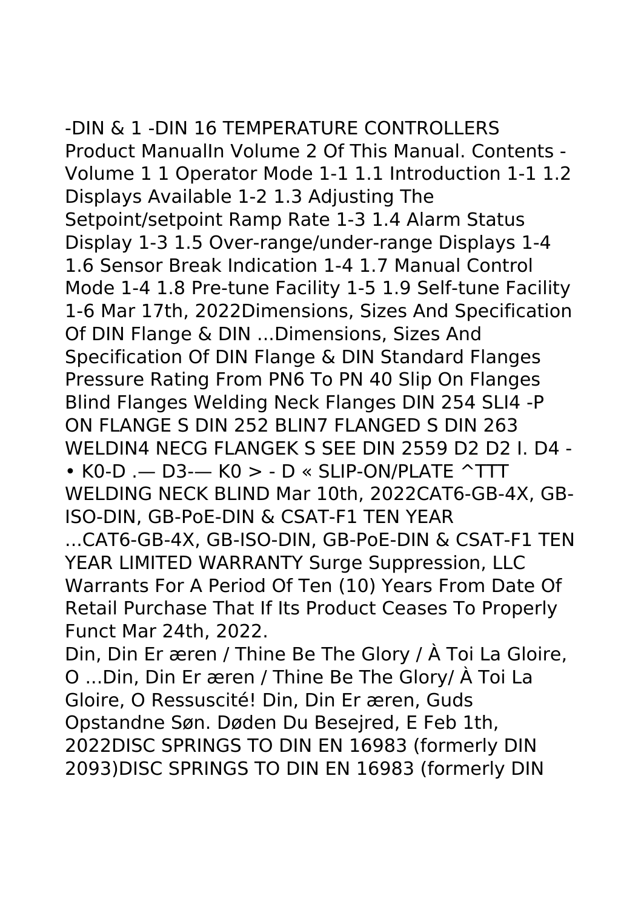-DIN & 1 -DIN 16 TEMPERATURE CONTROLLERS Product ManualIn Volume 2 Of This Manual. Contents - Volume 1 1 Operator Mode 1-1 1.1 Introduction 1-1 1.2 Displays Available 1-2 1.3 Adjusting The Setpoint/setpoint Ramp Rate 1-3 1.4 Alarm Status Display 1-3 1.5 Over-range/under-range Displays 1-4 1.6 Sensor Break Indication 1-4 1.7 Manual Control Mode 1-4 1.8 Pre-tune Facility 1-5 1.9 Self-tune Facility 1-6 Mar 17th, 2022Dimensions, Sizes And Specification Of DIN Flange & DIN ...Dimensions, Sizes And Specification Of DIN Flange & DIN Standard Flanges Pressure Rating From PN6 To PN 40 Slip On Flanges Blind Flanges Welding Neck Flanges DIN 254 SLI4 -P ON FLANGE S DIN 252 BLIN7 FLANGED S DIN 263 WELDIN4 NECG FLANGEK S SEE DIN 2559 D2 D2 I. D4 - • K0-D .— D3-— K0 > - D « SLIP-ON/PLATE ^TTT WELDING NECK BLIND Mar 10th, 2022CAT6-GB-4X, GB-ISO-DIN, GB-PoE-DIN & CSAT-F1 TEN YEAR ...CAT6-GB-4X, GB-ISO-DIN, GB-PoE-DIN & CSAT-F1 TEN YEAR LIMITED WARRANTY Surge Suppression, LLC Warrants For A Period Of Ten (10) Years From Date Of Retail Purchase That If Its Product Ceases To Properly Funct Mar 24th, 2022.

Din, Din Er æren / Thine Be The Glory / À Toi La Gloire, O ...Din, Din Er æren / Thine Be The Glory/ À Toi La Gloire, O Ressuscité! Din, Din Er æren, Guds Opstandne Søn. Døden Du Besejred, E Feb 1th, 2022DISC SPRINGS TO DIN EN 16983 (formerly DIN 2093)DISC SPRINGS TO DIN EN 16983 (formerly DIN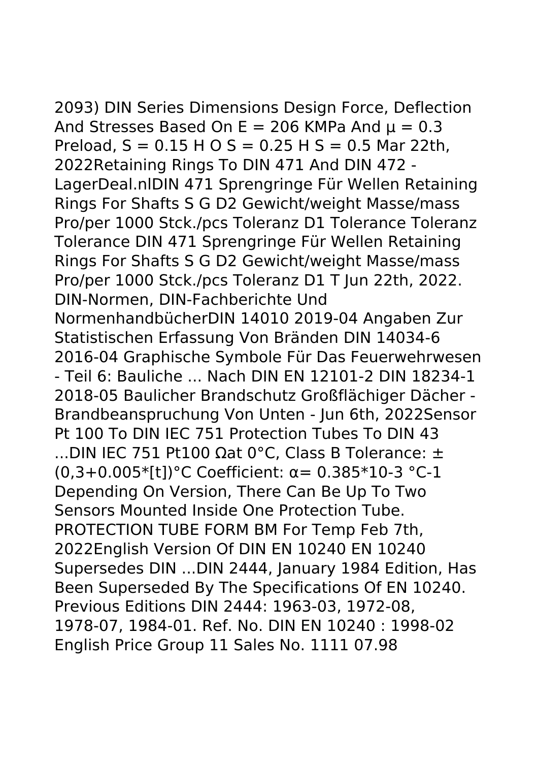2093) DIN Series Dimensions Design Force, Deflection And Stresses Based On E = 206 KMPa And $\mu = 0.3$ Preload, S = 0.15 H O S = 0.25 H S = 0.5 Mar 22th, 2022Retaining Rings To DIN 471 And DIN 472 - LagerDeal.nlDIN 471 Sprengringe Für Wellen Retaining Rings For Shafts S G D2 Gewicht/weight Masse/mass Pro/per 1000 Stck./pcs Toleranz D1 Tolerance Toleranz Tolerance DIN 471 Sprengringe Für Wellen Retaining Rings For Shafts S G D2 Gewicht/weight Masse/mass Pro/per 1000 Stck./pcs Toleranz D1 T Jun 22th, 2022. DIN-Normen, DIN-Fachberichte Und NormenhandbücherDIN 14010 2019-04 Angaben Zur Statistischen Erfassung Von Bränden DIN 14034-6 2016-04 Graphische Symbole Für Das Feuerwehrwesen - Teil 6: Bauliche ... Nach DIN EN 12101-2 DIN 18234-1 2018-05 Baulicher Brandschutz Großflächiger Dächer - Brandbeanspruchung Von Unten - Jun 6th, 2022Sensor Pt 100 To DIN IEC 751 Protection Tubes To DIN 43 ...DIN IEC 751 Pt100 Ωat 0°C, Class B Tolerance: ± (0,3+0.005*[t])°C Coefficient: $\alpha$= 0.385*10-3 °C-1 Depending On Version, There Can Be Up To Two Sensors Mounted Inside One Protection Tube. PROTECTION TUBE FORM BM For Temp Feb 7th, 2022English Version Of DIN EN 10240 EN 10240 Supersedes DIN ...DIN 2444, January 1984 Edition, Has Been Superseded By The Specifications Of EN 10240. Previous Editions DIN 2444: 1963-03, 1972-08, 1978-07, 1984-01. Ref. No. DIN EN 10240 : 1998-02 English Price Group 11 Sales No. 1111 07.98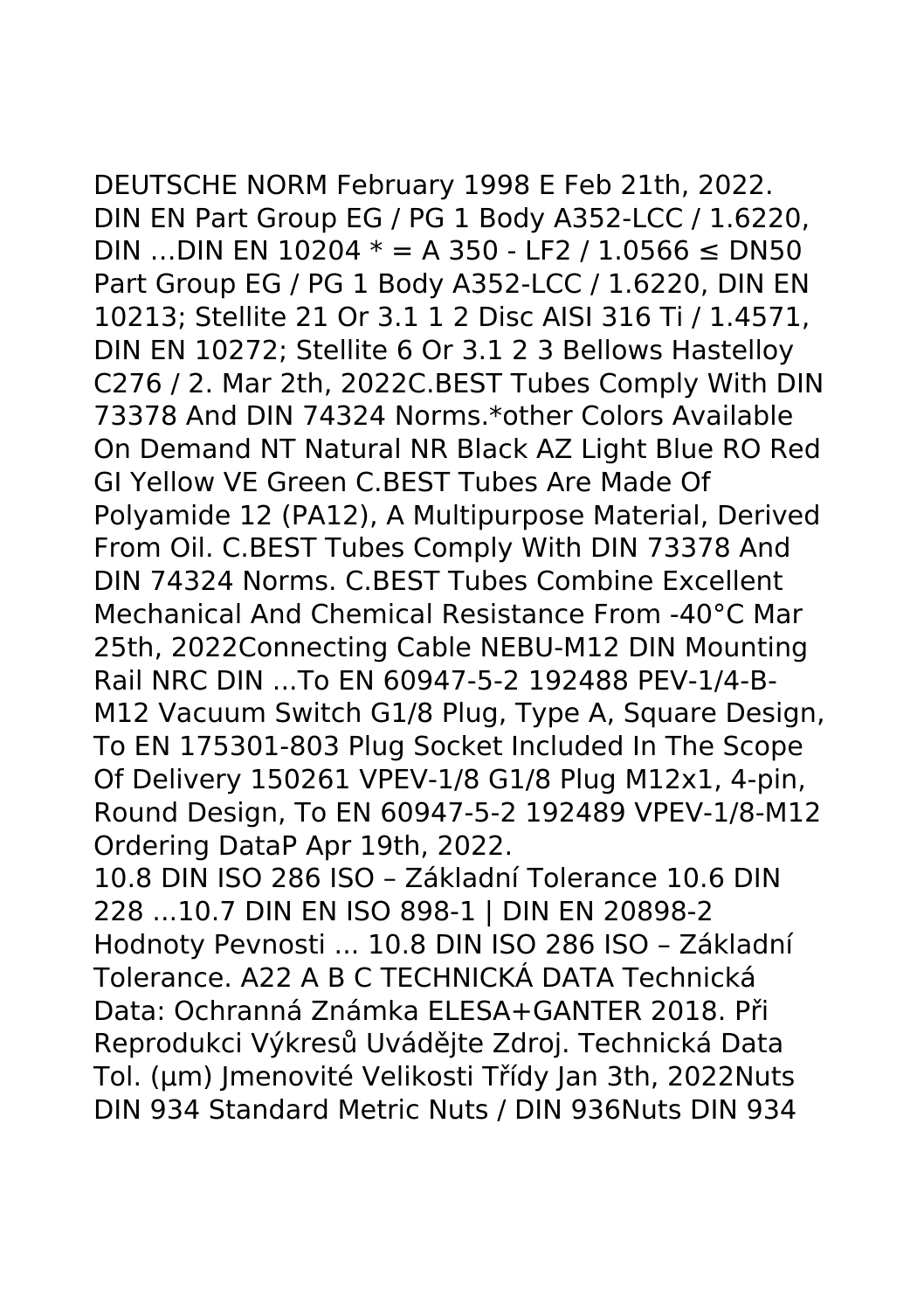DEUTSCHE NORM February 1998 E Feb 21th, 2022. DIN EN Part Group EG / PG 1 Body A352-LCC / 1.6220, DIN …DIN EN 10204 * = A 350 - LF2 / 1.0566 ≤ DN50 Part Group EG / PG 1 Body A352-LCC / 1.6220, DIN EN 10213; Stellite 21 Or 3.1 1 2 Disc AISI 316 Ti / 1.4571, DIN EN 10272; Stellite 6 Or 3.1 2 3 Bellows Hastelloy C276 / 2. Mar 2th, 2022C.BEST Tubes Comply With DIN 73378 And DIN 74324 Norms.*other Colors Available On Demand NT Natural NR Black AZ Light Blue RO Red GI Yellow VE Green C.BEST Tubes Are Made Of Polyamide 12 (PA12), A Multipurpose Material, Derived From Oil. C.BEST Tubes Comply With DIN 73378 And DIN 74324 Norms. C.BEST Tubes Combine Excellent Mechanical And Chemical Resistance From -40°C Mar 25th, 2022Connecting Cable NEBU-M12 DIN Mounting Rail NRC DIN ...To EN 60947-5-2 192488 PEV-1/4-B-M12 Vacuum Switch G1/8 Plug, Type A, Square Design, To EN 175301-803 Plug Socket Included In The Scope Of Delivery 150261 VPEV-1/8 G1/8 Plug M12x1, 4-pin, Round Design, To EN 60947-5-2 192489 VPEV-1/8-M12 Ordering DataP Apr 19th, 2022.

10.8 DIN ISO 286 ISO – Základní Tolerance 10.6 DIN 228 ...10.7 DIN EN ISO 898-1 | DIN EN 20898-2 Hodnoty Pevnosti ... 10.8 DIN ISO 286 ISO – Základní Tolerance. A22 A B C TECHNICKÁ DATA Technická Data: Ochranná Známka ELESA+GANTER 2018. Při Reprodukci Výkresů Uvádějte Zdroj. Technická Data Tol. (µm) Jmenovité Velikosti Třídy Jan 3th, 2022Nuts DIN 934 Standard Metric Nuts / DIN 936Nuts DIN 934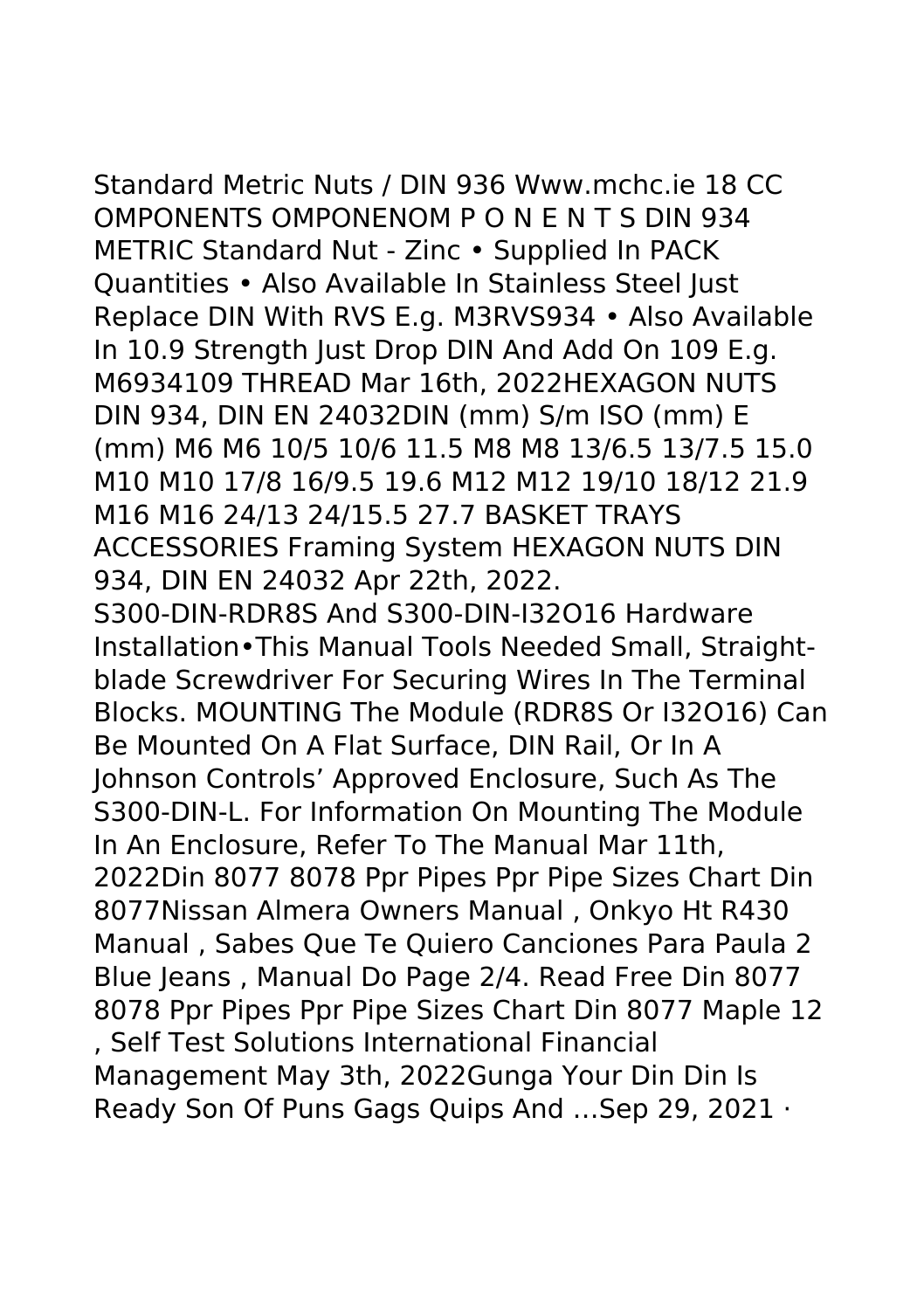Standard Metric Nuts / DIN 936 Www.mchc.ie 18 CC OMPONENTS OMPONENOM P O N E N T S DIN 934 METRIC Standard Nut - Zinc • Supplied In PACK Quantities • Also Available In Stainless Steel Just Replace DIN With RVS E.g. M3RVS934 • Also Available In 10.9 Strength Just Drop DIN And Add On 109 E.g. M6934109 THREAD Mar 16th, 2022HEXAGON NUTS DIN 934, DIN EN 24032DIN (mm) S/m ISO (mm) E (mm) M6 M6 10/5 10/6 11.5 M8 M8 13/6.5 13/7.5 15.0 M10 M10 17/8 16/9.5 19.6 M12 M12 19/10 18/12 21.9 M16 M16 24/13 24/15.5 27.7 BASKET TRAYS ACCESSORIES Framing System HEXAGON NUTS DIN 934, DIN EN 24032 Apr 22th, 2022.

S300-DIN-RDR8S And S300-DIN-I32O16 Hardware Installation•This Manual Tools Needed Small, Straight-blade Screwdriver For Securing Wires In The Terminal Blocks. MOUNTING The Module (RDR8S Or I32O16) Can Be Mounted On A Flat Surface, DIN Rail, Or In A Johnson Controls' Approved Enclosure, Such As The S300-DIN-L. For Information On Mounting The Module In An Enclosure, Refer To The Manual Mar 11th, 2022Din 8077 8078 Ppr Pipes Ppr Pipe Sizes Chart Din 8077Nissan Almera Owners Manual , Onkyo Ht R430 Manual , Sabes Que Te Quiero Canciones Para Paula 2 Blue Jeans , Manual Do Page 2/4. Read Free Din 8077 8078 Ppr Pipes Ppr Pipe Sizes Chart Din 8077 Maple 12 , Self Test Solutions International Financial Management May 3th, 2022Gunga Your Din Din Is Ready Son Of Puns Gags Quips And …Sep 29, 2021 ·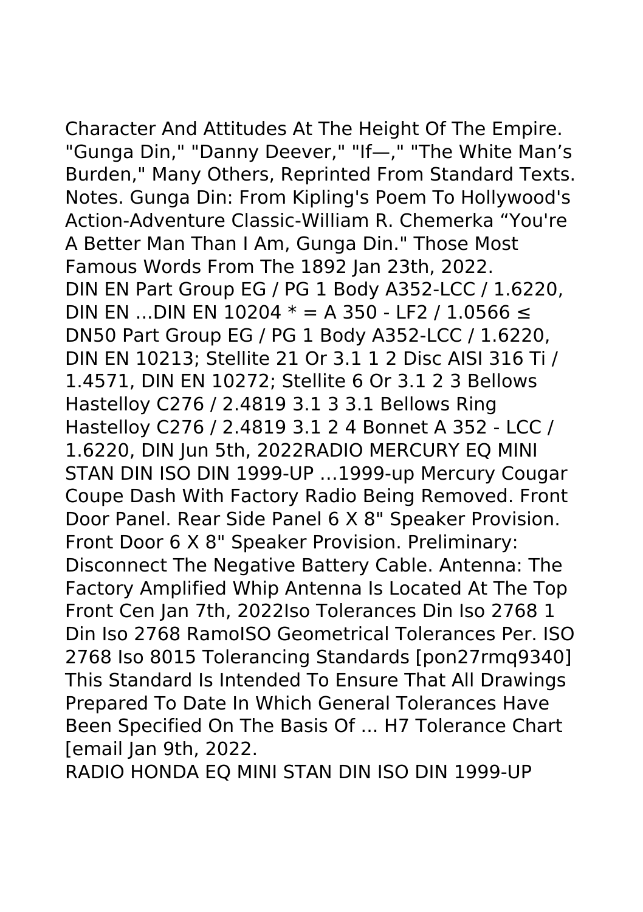Character And Attitudes At The Height Of The Empire. "Gunga Din," "Danny Deever," "If—," "The White Man's Burden," Many Others, Reprinted From Standard Texts. Notes. Gunga Din: From Kipling's Poem To Hollywood's Action-Adventure Classic-William R. Chemerka "You're A Better Man Than I Am, Gunga Din." Those Most Famous Words From The 1892 Jan 23th, 2022.

DIN EN Part Group EG / PG 1 Body A352-LCC / 1.6220, DIN EN ...DIN EN 10204 * = A 350 - LF2 / 1.0566 ≤ DN50 Part Group EG / PG 1 Body A352-LCC / 1.6220, DIN EN 10213; Stellite 21 Or 3.1 1 2 Disc AISI 316 Ti / 1.4571, DIN EN 10272; Stellite 6 Or 3.1 2 3 Bellows Hastelloy C276 / 2.4819 3.1 3 3.1 Bellows Ring Hastelloy C276 / 2.4819 3.1 2 4 Bonnet A 352 - LCC / 1.6220, DIN Jun 5th, 2022RADIO MERCURY EQ MINI STAN DIN ISO DIN 1999-UP ...1999-up Mercury Cougar Coupe Dash With Factory Radio Being Removed. Front Door Panel. Rear Side Panel 6 X 8" Speaker Provision. Front Door 6 X 8" Speaker Provision. Preliminary: Disconnect The Negative Battery Cable. Antenna: The Factory Amplified Whip Antenna Is Located At The Top Front Cen Jan 7th, 2022Iso Tolerances Din Iso 2768 1 Din Iso 2768 RamoISO Geometrical Tolerances Per. ISO 2768 Iso 8015 Tolerancing Standards [pon27rmq9340] This Standard Is Intended To Ensure That All Drawings Prepared To Date In Which General Tolerances Have Been Specified On The Basis Of ... H7 Tolerance Chart [email Jan 9th, 2022.

RADIO HONDA EQ MINI STAN DIN ISO DIN 1999-UP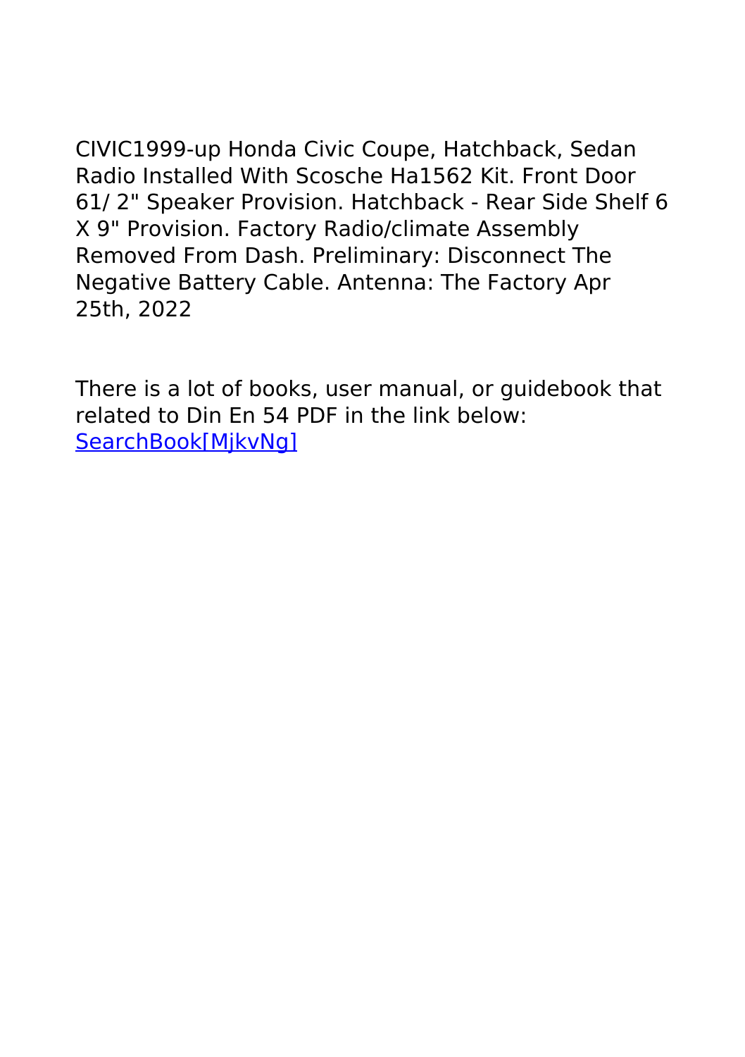CIVIC1999-up Honda Civic Coupe, Hatchback, Sedan Radio Installed With Scosche Ha1562 Kit. Front Door 61/ 2" Speaker Provision. Hatchback - Rear Side Shelf 6 X 9" Provision. Factory Radio/climate Assembly Removed From Dash. Preliminary: Disconnect The Negative Battery Cable. Antenna: The Factory Apr 25th, 2022

There is a lot of books, user manual, or guidebook that related to Din En 54 PDF in the link below:
SearchBook[MjkvNg]